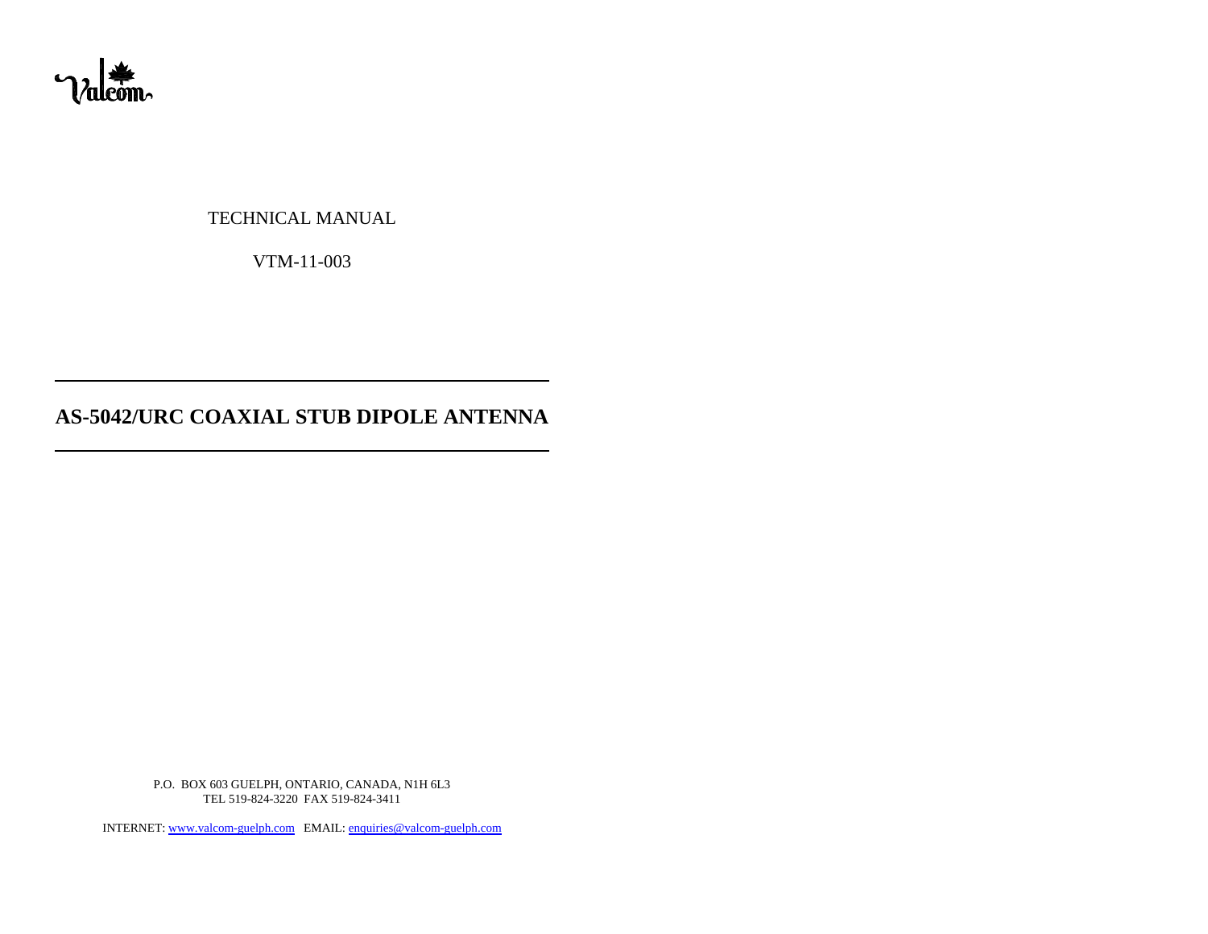Valcom

TECHNICAL MANUAL

VTM-11-003

---

# AS-5042/URC COAXIAL STUB DIPOLE ANTENNA

---

P.O. BOX 603 GUELPH, ONTARIO, CANADA, N1H 6L3
TEL 519-824-3220 FAX 519-824-3411

INTERNET: [www.valcom-guelph.com](http://www.valcom-guelph.com) EMAIL: [enquiries@valcom-guelph.com](mailto:enquiries@valcom-guelph.com)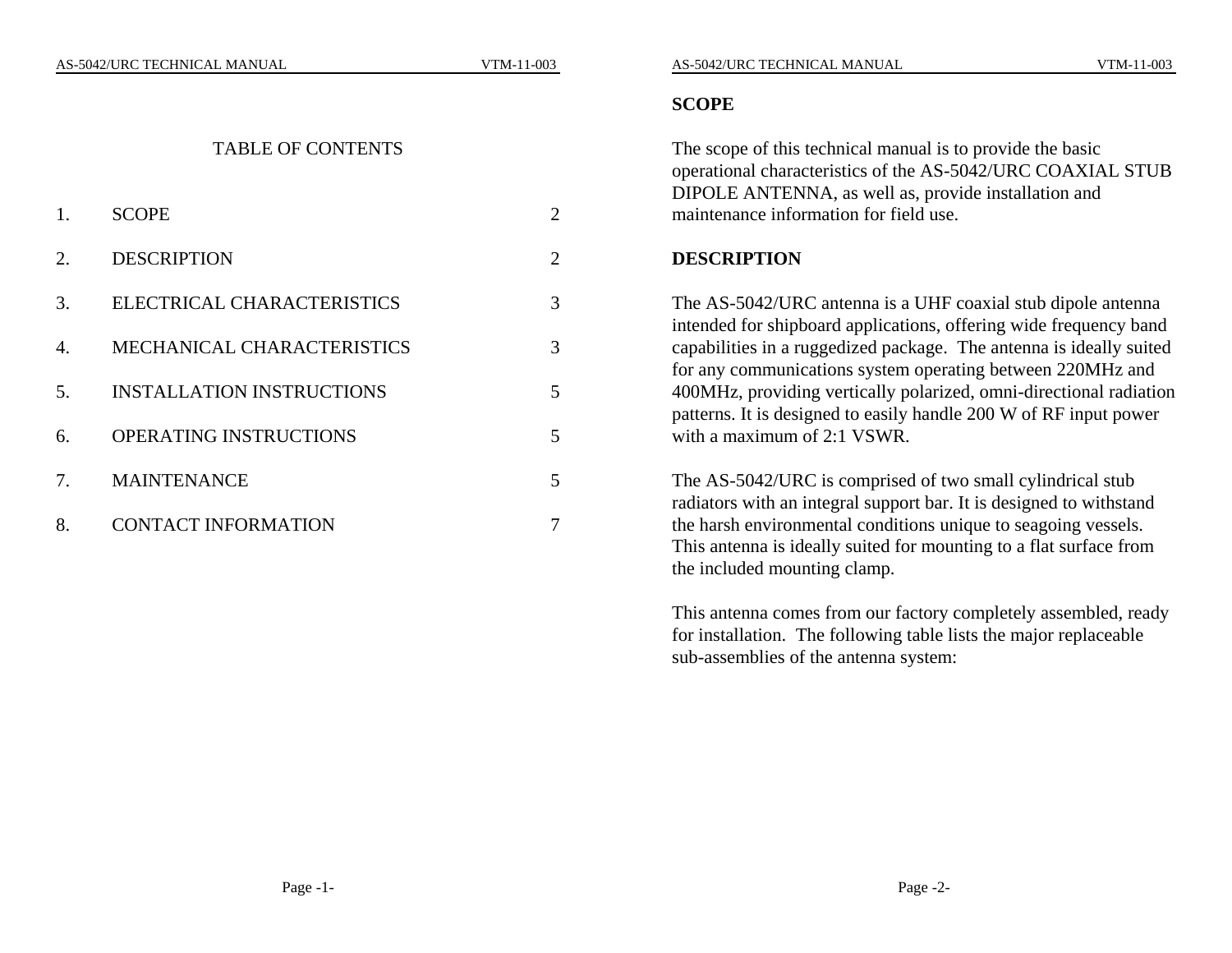## TABLE OF CONTENTS

| | | |
|---|---|---|
| 1. | SCOPE | 2 |
| 2. | DESCRIPTION | 2 |
| 3. | ELECTRICAL CHARACTERISTICS | 3 |
| 4. | MECHANICAL CHARACTERISTICS | 3 |
| 5. | INSTALLATION INSTRUCTIONS | 5 |
| 6. | OPERATING INSTRUCTIONS | 5 |
| 7. | MAINTENANCE | 5 |
| 8. | CONTACT INFORMATION | 7 |

## SCOPE

The scope of this technical manual is to provide the basic operational characteristics of the AS-5042/URC COAXIAL STUB DIPOLE ANTENNA, as well as, provide installation and maintenance information for field use.

## DESCRIPTION

The AS-5042/URC antenna is a UHF coaxial stub dipole antenna intended for shipboard applications, offering wide frequency band capabilities in a ruggedized package. The antenna is ideally suited for any communications system operating between 220MHz and 400MHz, providing vertically polarized, omni-directional radiation patterns. It is designed to easily handle 200 W of RF input power with a maximum of 2:1 VSWR.

The AS-5042/URC is comprised of two small cylindrical stub radiators with an integral support bar. It is designed to withstand the harsh environmental conditions unique to seagoing vessels. This antenna is ideally suited for mounting to a flat surface from the included mounting clamp.

This antenna comes from our factory completely assembled, ready for installation. The following table lists the major replaceable sub-assemblies of the antenna system: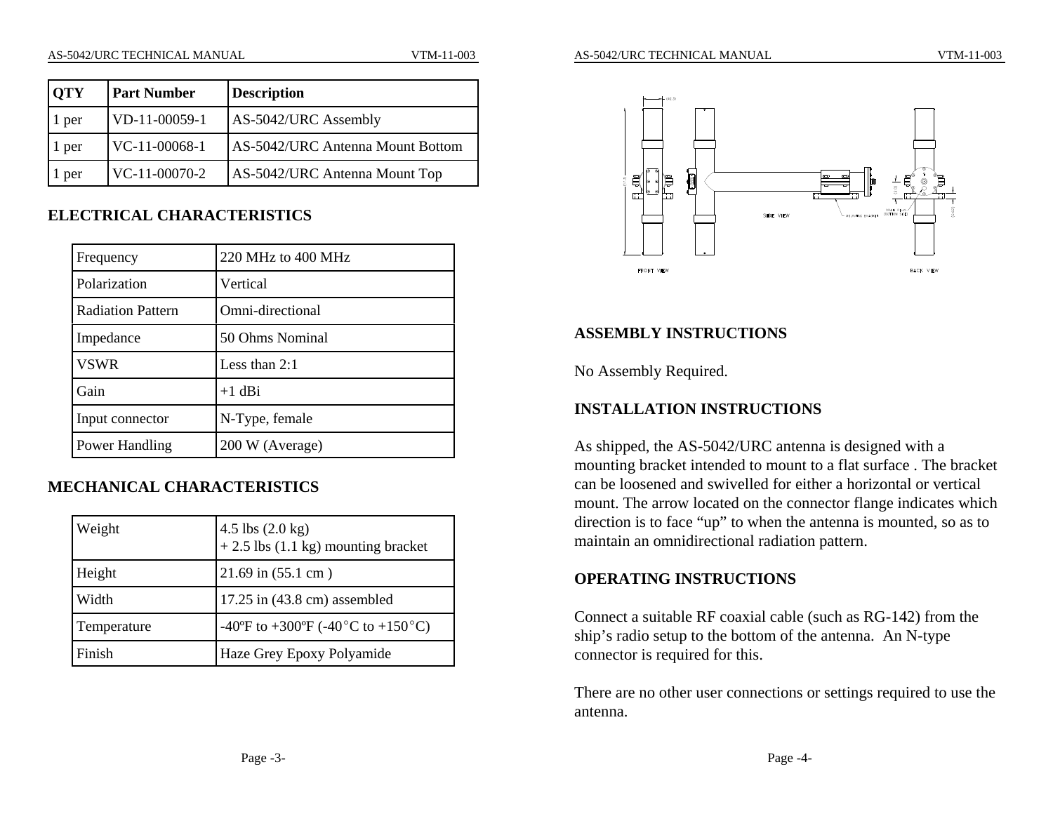| QTY | Part Number | Description |
|---|---|---|
| 1 per | VD-11-00059-1 | AS-5042/URC Assembly |
| 1 per | VC-11-00068-1 | AS-5042/URC Antenna Mount Bottom |
| 1 per | VC-11-00070-2 | AS-5042/URC Antenna Mount Top |

## ELECTRICAL CHARACTERISTICS

| | |
|---|---|
| Frequency | 220 MHz to 400 MHz |
| Polarization | Vertical |
| Radiation Pattern | Omni-directional |
| Impedance | 50 Ohms Nominal |
| VSWR | Less than 2:1 |
| Gain | +1 dBi |
| Input connector | N-Type, female |
| Power Handling | 200 W (Average) |

## MECHANICAL CHARACTERISTICS

| | |
|---|---|
| Weight | 4.5 lbs (2.0 kg)<br>+ 2.5 lbs (1.1 kg) mounting bracket |
| Height | 21.69 in (55.1 cm ) |
| Width | 17.25 in (43.8 cm) assembled |
| Temperature | -40ºF to +300ºF (-40°C to +150°C) |
| Finish | Haze Grey Epoxy Polyamide |

FRONT VIEW SIDE VIEW BACK VIEW

## ASSEMBLY INSTRUCTIONS

No Assembly Required.

## INSTALLATION INSTRUCTIONS

As shipped, the AS-5042/URC antenna is designed with a mounting bracket intended to mount to a flat surface . The bracket can be loosened and swivelled for either a horizontal or vertical mount. The arrow located on the connector flange indicates which direction is to face "up" to when the antenna is mounted, so as to maintain an omnidirectional radiation pattern.

## OPERATING INSTRUCTIONS

Connect a suitable RF coaxial cable (such as RG-142) from the ship's radio setup to the bottom of the antenna. An N-type connector is required for this.

There are no other user connections or settings required to use the antenna.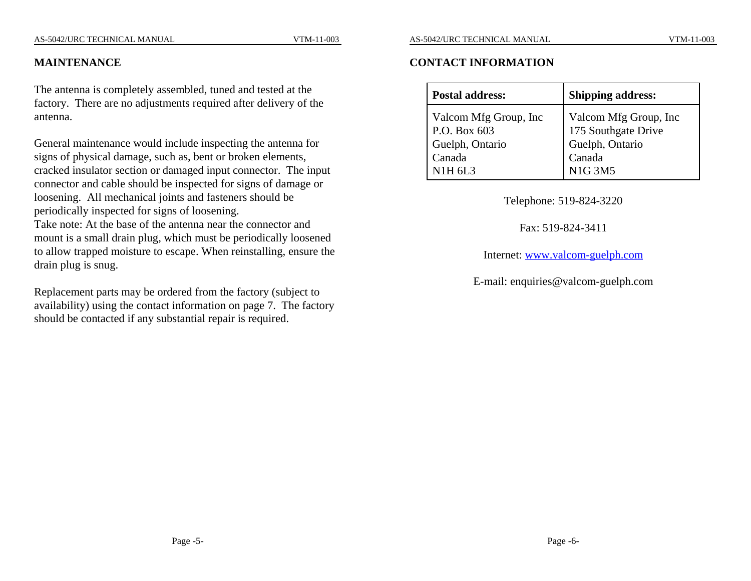## MAINTENANCE

The antenna is completely assembled, tuned and tested at the factory. There are no adjustments required after delivery of the antenna.

General maintenance would include inspecting the antenna for signs of physical damage, such as, bent or broken elements, cracked insulator section or damaged input connector. The input connector and cable should be inspected for signs of damage or loosening. All mechanical joints and fasteners should be periodically inspected for signs of loosening.
Take note: At the base of the antenna near the connector and mount is a small drain plug, which must be periodically loosened to allow trapped moisture to escape. When reinstalling, ensure the drain plug is snug.

Replacement parts may be ordered from the factory (subject to availability) using the contact information on page 7. The factory should be contacted if any substantial repair is required.

## CONTACT INFORMATION

| **Postal address:** | **Shipping address:** |
|---|---|
| Valcom Mfg Group, Inc<br>P.O. Box 603<br>Guelph, Ontario<br>Canada<br>N1H 6L3 | Valcom Mfg Group, Inc<br>175 Southgate Drive<br>Guelph, Ontario<br>Canada<br>N1G 3M5 |

Telephone: 519-824-3220

Fax: 519-824-3411

Internet: www.valcom-guelph.com

E-mail: enquiries@valcom-guelph.com